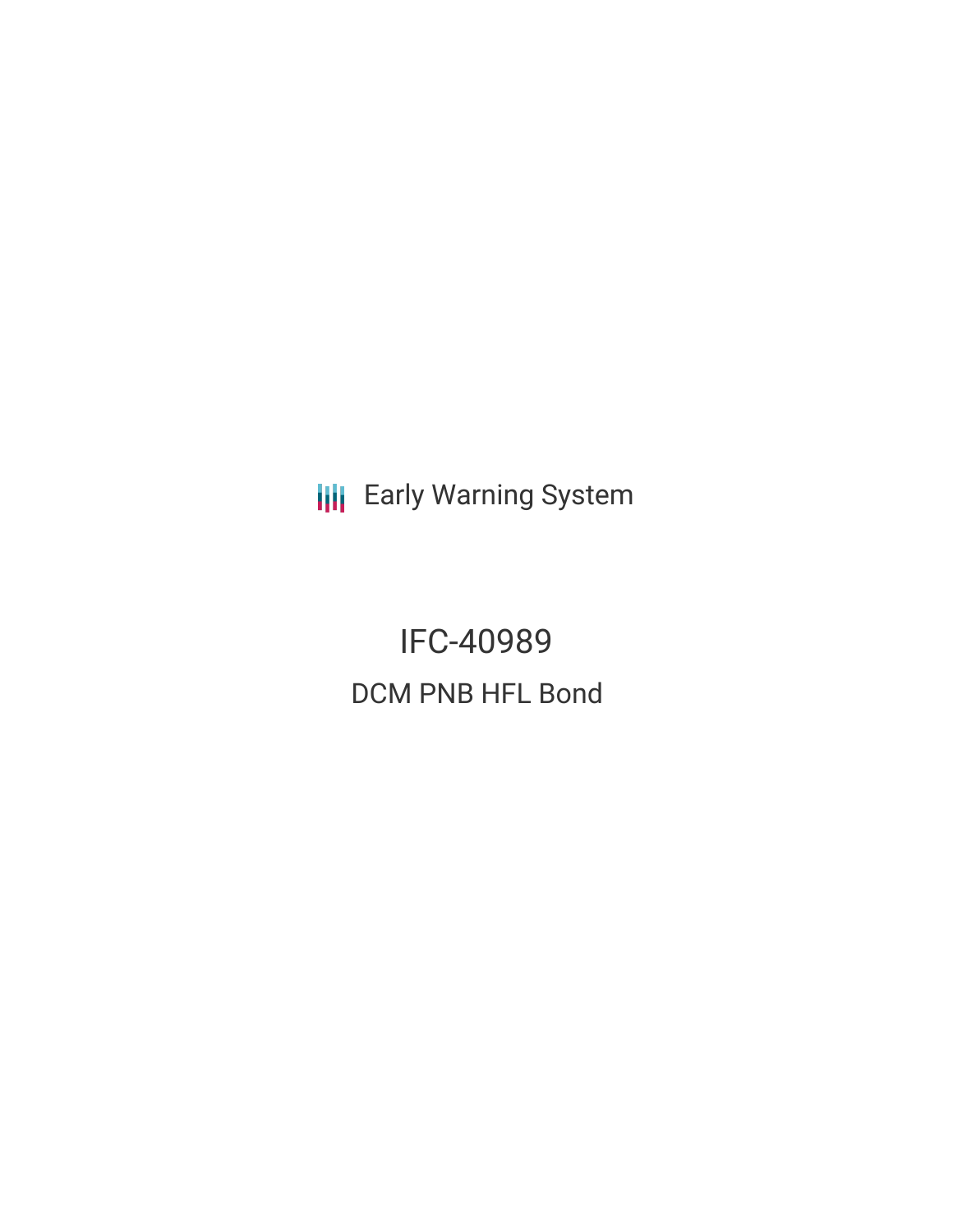Early Warning System

# IFC-40989

## DCM PNB HFL Bond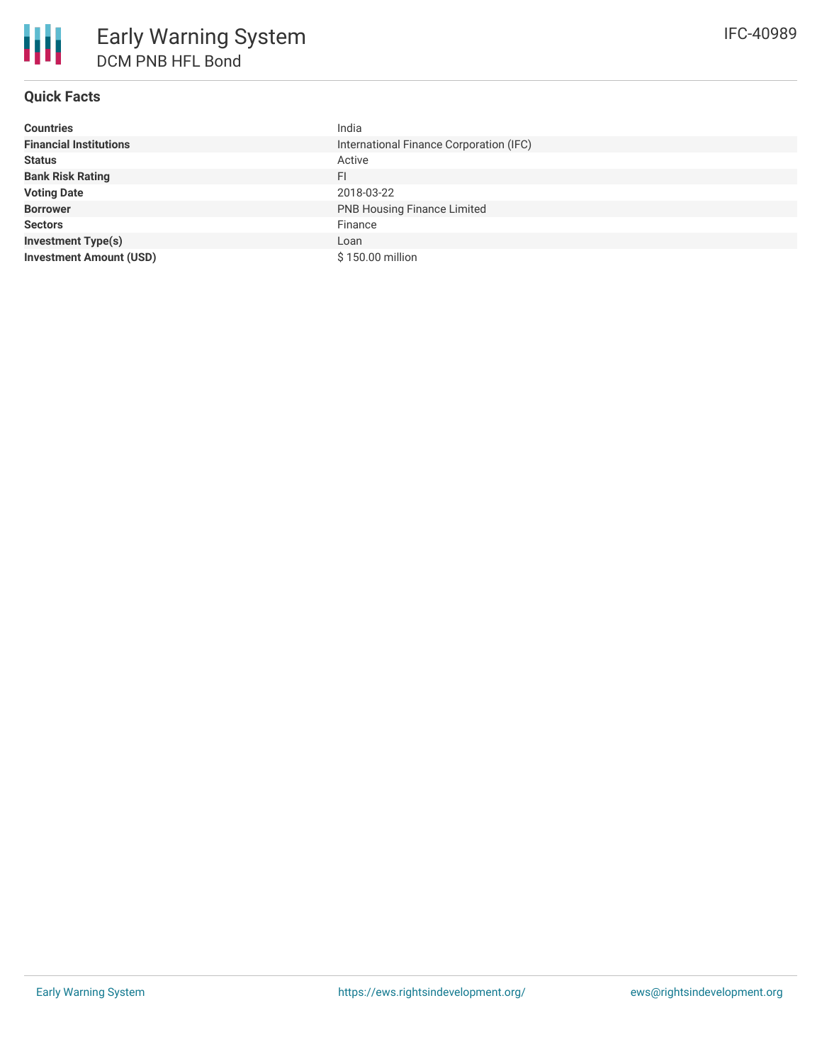# Early Warning System

## DCM PNB HFL Bond

IFC-40989

### Quick Facts

| | |
|---|---|
| **Countries** | India |
| **Financial Institutions** | International Finance Corporation (IFC) |
| **Status** | Active |
| **Bank Risk Rating** | FI |
| **Voting Date** | 2018-03-22 |
| **Borrower** | PNB Housing Finance Limited |
| **Sectors** | Finance |
| **Investment Type(s)** | Loan |
| **Investment Amount (USD)** | $ 150.00 million |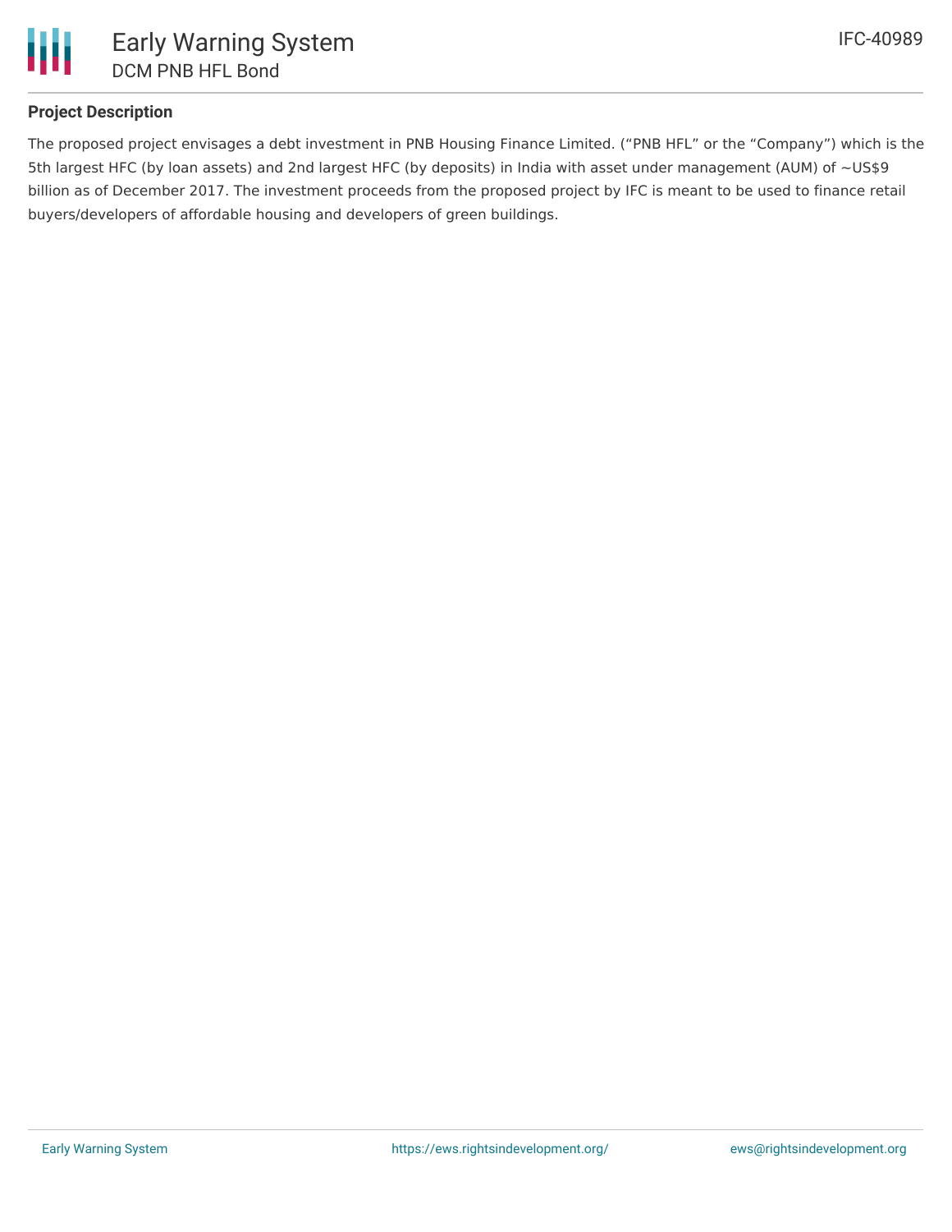## Project Description

The proposed project envisages a debt investment in PNB Housing Finance Limited. ("PNB HFL" or the "Company") which is the 5th largest HFC (by loan assets) and 2nd largest HFC (by deposits) in India with asset under management (AUM) of ~US$9 billion as of December 2017. The investment proceeds from the proposed project by IFC is meant to be used to finance retail buyers/developers of affordable housing and developers of green buildings.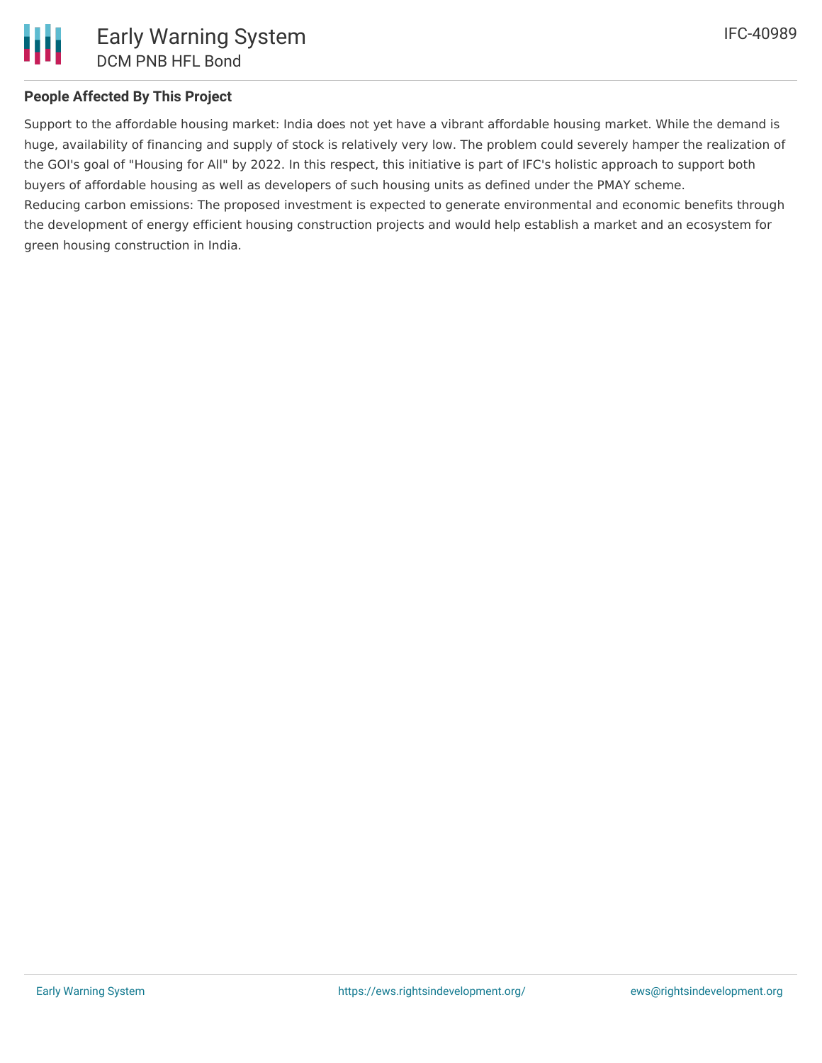**People Affected By This Project**

Support to the affordable housing market: India does not yet have a vibrant affordable housing market. While the demand is huge, availability of financing and supply of stock is relatively very low. The problem could severely hamper the realization of the GOI's goal of "Housing for All" by 2022. In this respect, this initiative is part of IFC's holistic approach to support both buyers of affordable housing as well as developers of such housing units as defined under the PMAY scheme.
Reducing carbon emissions: The proposed investment is expected to generate environmental and economic benefits through the development of energy efficient housing construction projects and would help establish a market and an ecosystem for green housing construction in India.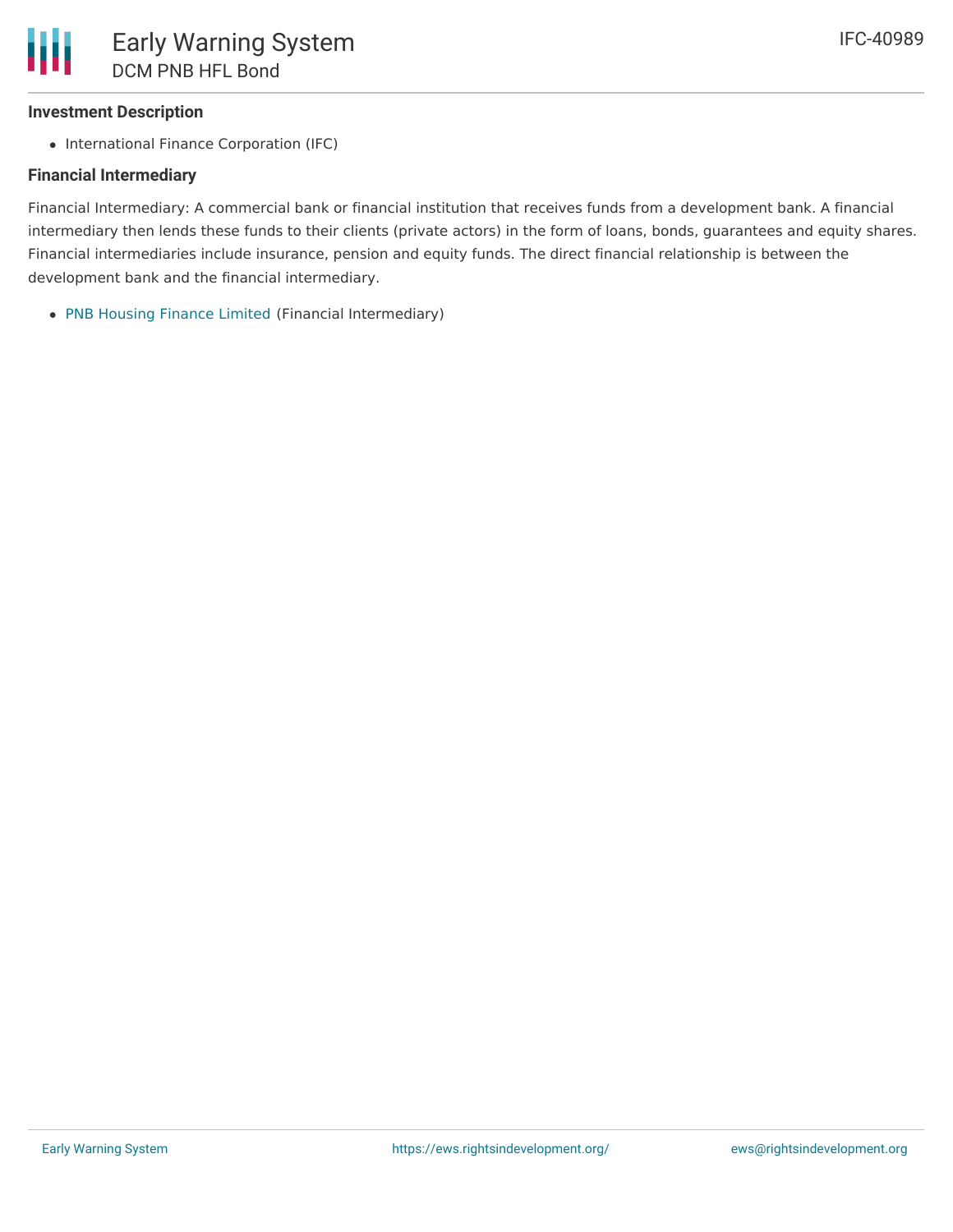### Investment Description

- International Finance Corporation (IFC)

### Financial Intermediary

Financial Intermediary: A commercial bank or financial institution that receives funds from a development bank. A financial intermediary then lends these funds to their clients (private actors) in the form of loans, bonds, guarantees and equity shares. Financial intermediaries include insurance, pension and equity funds. The direct financial relationship is between the development bank and the financial intermediary.

- PNB Housing Finance Limited (Financial Intermediary)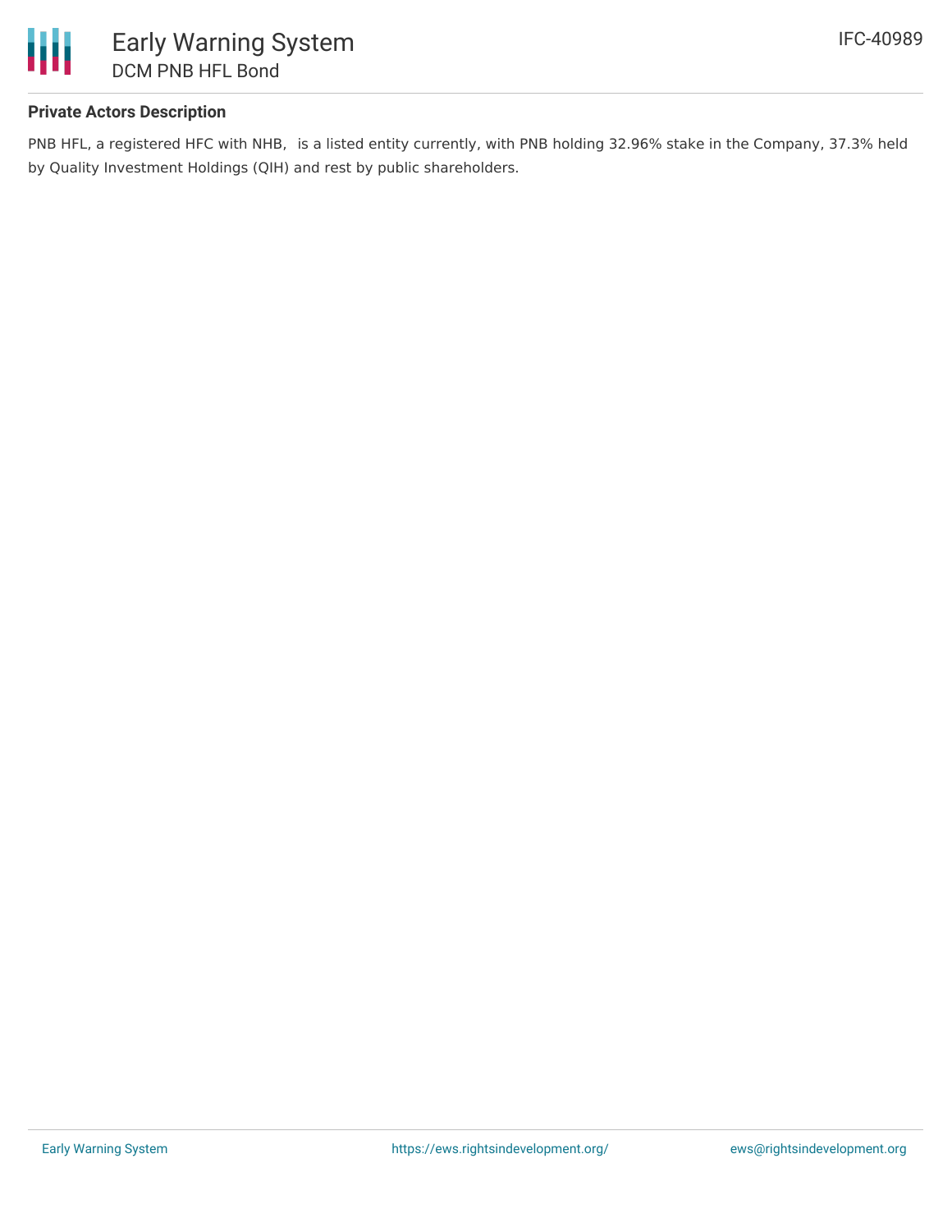**Private Actors Description**

PNB HFL, a registered HFC with NHB, is a listed entity currently, with PNB holding 32.96% stake in the Company, 37.3% held by Quality Investment Holdings (QIH) and rest by public shareholders.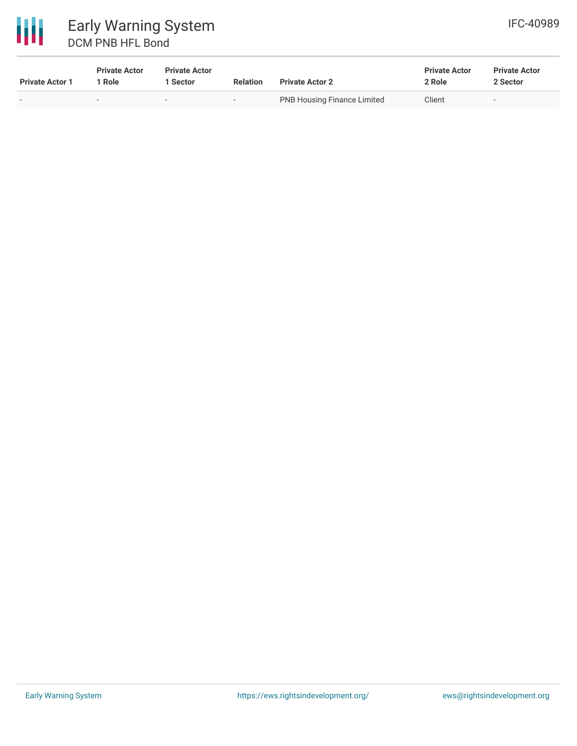| Private Actor 1 | Private Actor 1 Role | Private Actor 1 Sector | Relation | Private Actor 2 | Private Actor 2 Role | Private Actor 2 Sector |
|---|---|---|---|---|---|---|
| - | - | - | - | PNB Housing Finance Limited | Client | - |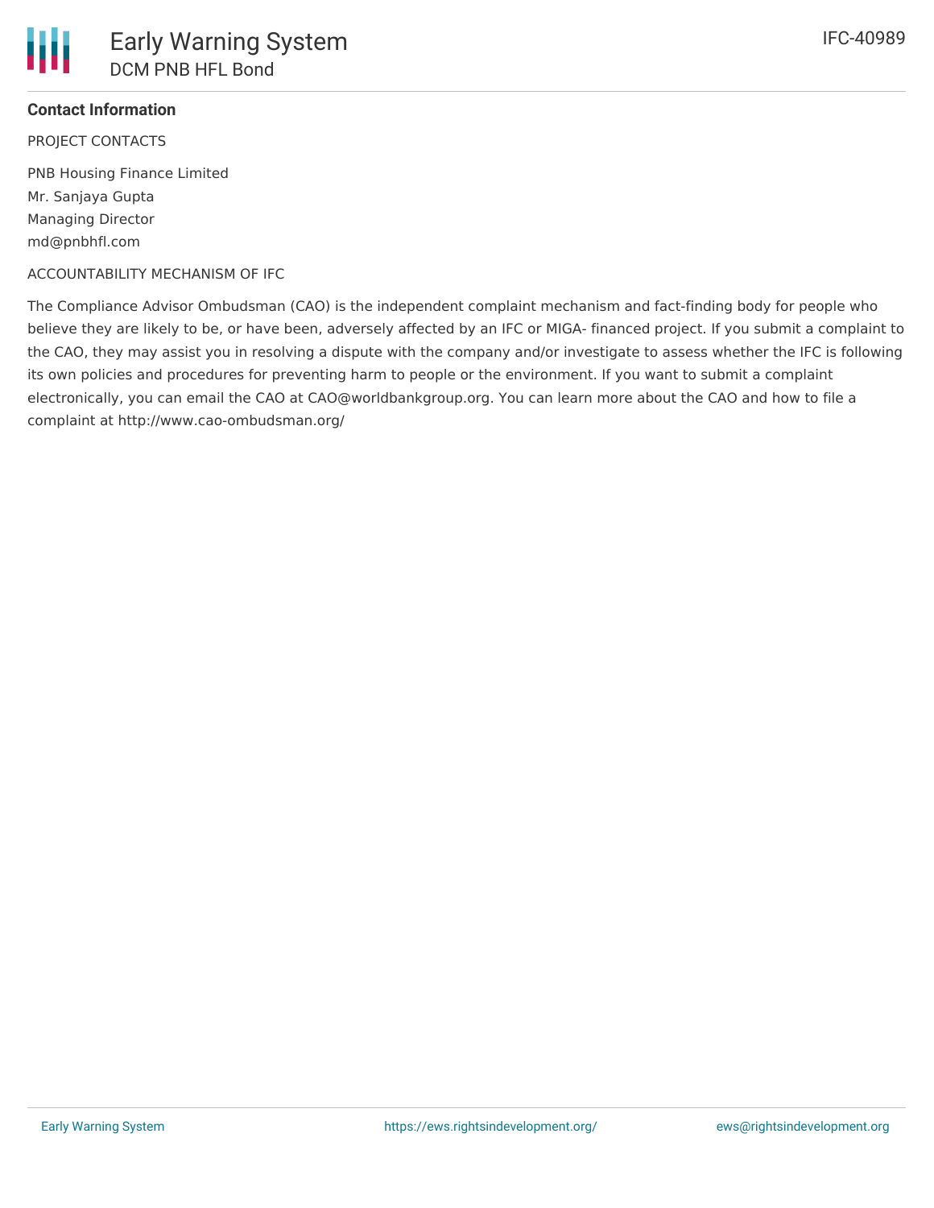### Contact Information

PROJECT CONTACTS

PNB Housing Finance Limited
Mr. Sanjaya Gupta
Managing Director
md@pnbhfl.com

ACCOUNTABILITY MECHANISM OF IFC

The Compliance Advisor Ombudsman (CAO) is the independent complaint mechanism and fact-finding body for people who believe they are likely to be, or have been, adversely affected by an IFC or MIGA- financed project. If you submit a complaint to the CAO, they may assist you in resolving a dispute with the company and/or investigate to assess whether the IFC is following its own policies and procedures for preventing harm to people or the environment. If you want to submit a complaint electronically, you can email the CAO at CAO@worldbankgroup.org. You can learn more about the CAO and how to file a complaint at http://www.cao-ombudsman.org/